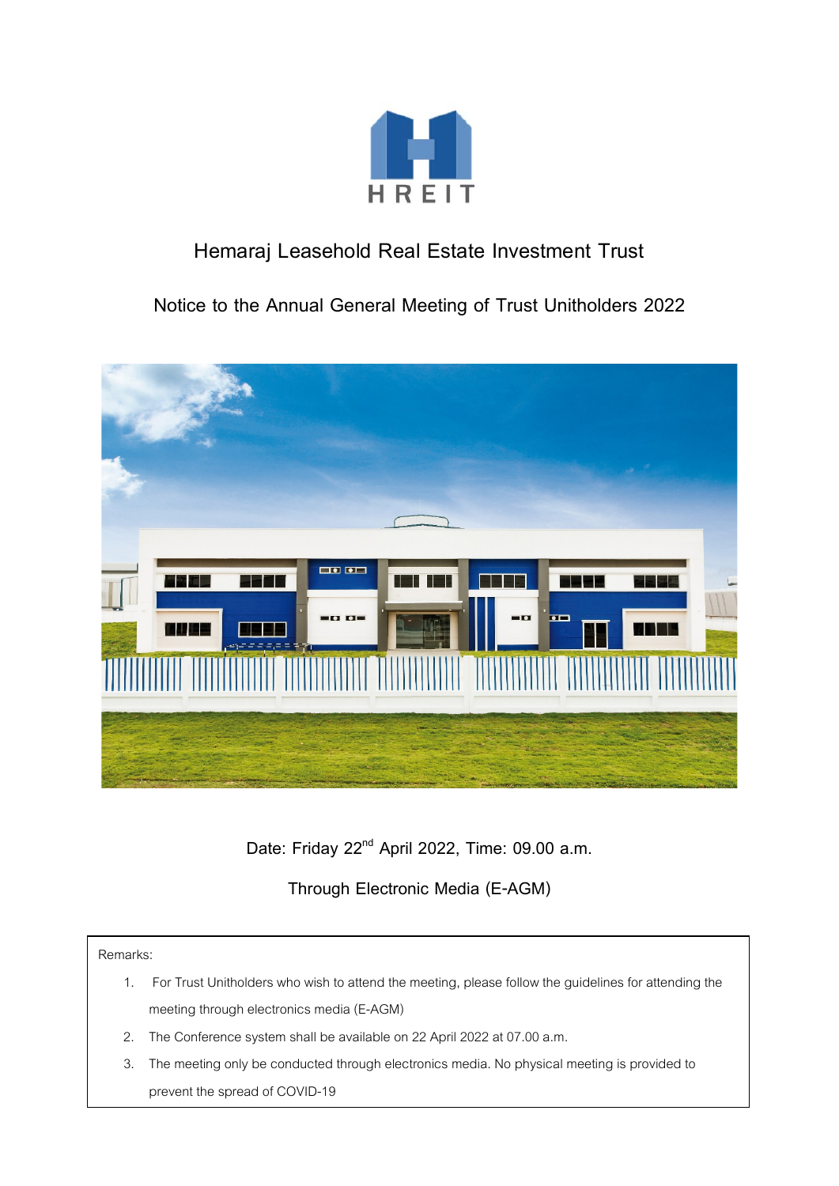HREIT

# Hemaraj Leasehold Real Estate Investment Trust

## Notice to the Annual General Meeting of Trust Unitholders 2022

Date: Friday 22nd April 2022, Time: 09.00 a.m.

Through Electronic Media (E-AGM)

Remarks:

1. For Trust Unitholders who wish to attend the meeting, please follow the guidelines for attending the meeting through electronics media (E-AGM)
2. The Conference system shall be available on 22 April 2022 at 07.00 a.m.
3. The meeting only be conducted through electronics media. No physical meeting is provided to prevent the spread of COVID-19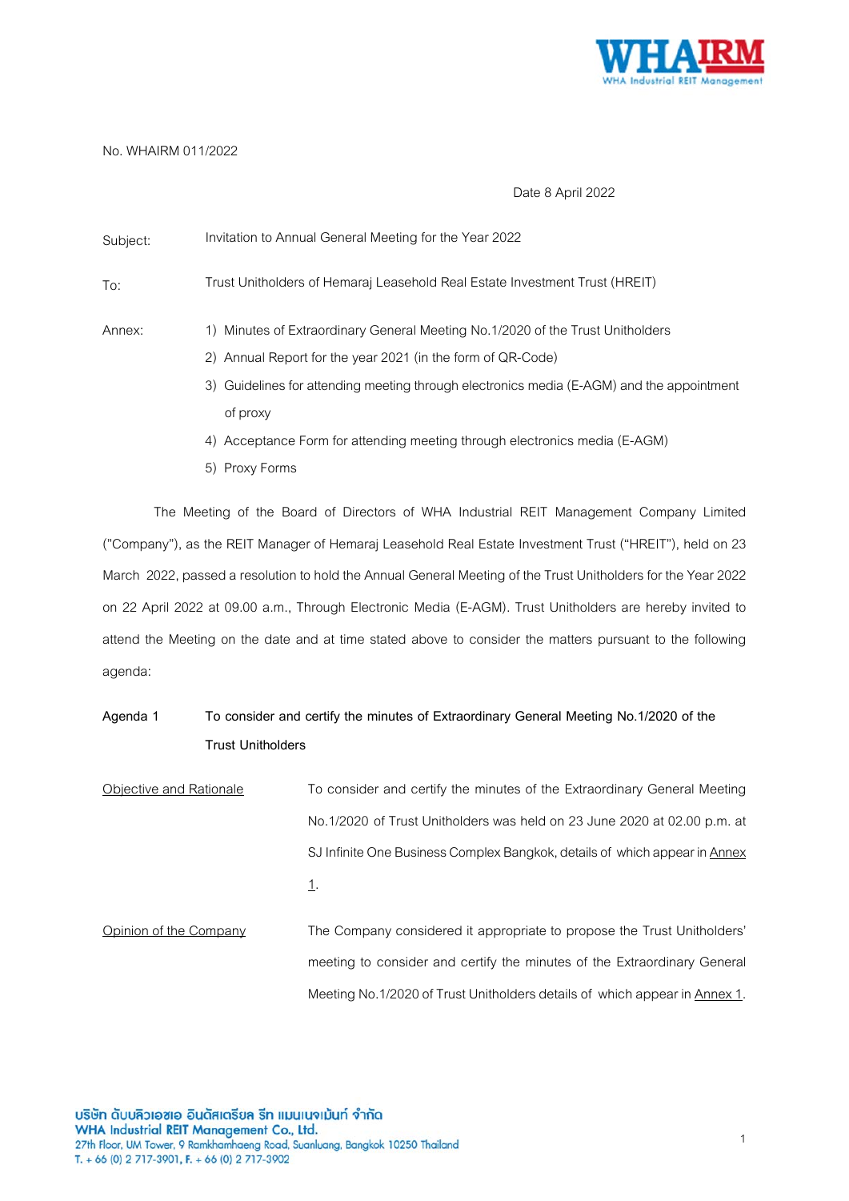No. WHAIRM 011/2022

Date 8 April 2022

Subject: Invitation to Annual General Meeting for the Year 2022

To: Trust Unitholders of Hemaraj Leasehold Real Estate Investment Trust (HREIT)

Annex:
1) Minutes of Extraordinary General Meeting No.1/2020 of the Trust Unitholders
2) Annual Report for the year 2021 (in the form of QR-Code)
3) Guidelines for attending meeting through electronics media (E-AGM) and the appointment of proxy
4) Acceptance Form for attending meeting through electronics media (E-AGM)
5) Proxy Forms

The Meeting of the Board of Directors of WHA Industrial REIT Management Company Limited ("Company"), as the REIT Manager of Hemaraj Leasehold Real Estate Investment Trust ("HREIT"), held on 23 March 2022, passed a resolution to hold the Annual General Meeting of the Trust Unitholders for the Year 2022 on 22 April 2022 at 09.00 a.m., Through Electronic Media (E-AGM). Trust Unitholders are hereby invited to attend the Meeting on the date and at time stated above to consider the matters pursuant to the following agenda:

**Agenda 1 To consider and certify the minutes of Extraordinary General Meeting No.1/2020 of the Trust Unitholders**

Objective and Rationale: To consider and certify the minutes of the Extraordinary General Meeting No.1/2020 of Trust Unitholders was held on 23 June 2020 at 02.00 p.m. at SJ Infinite One Business Complex Bangkok, details of which appear in Annex 1.

Opinion of the Company: The Company considered it appropriate to propose the Trust Unitholders' meeting to consider and certify the minutes of the Extraordinary General Meeting No.1/2020 of Trust Unitholders details of which appear in Annex 1.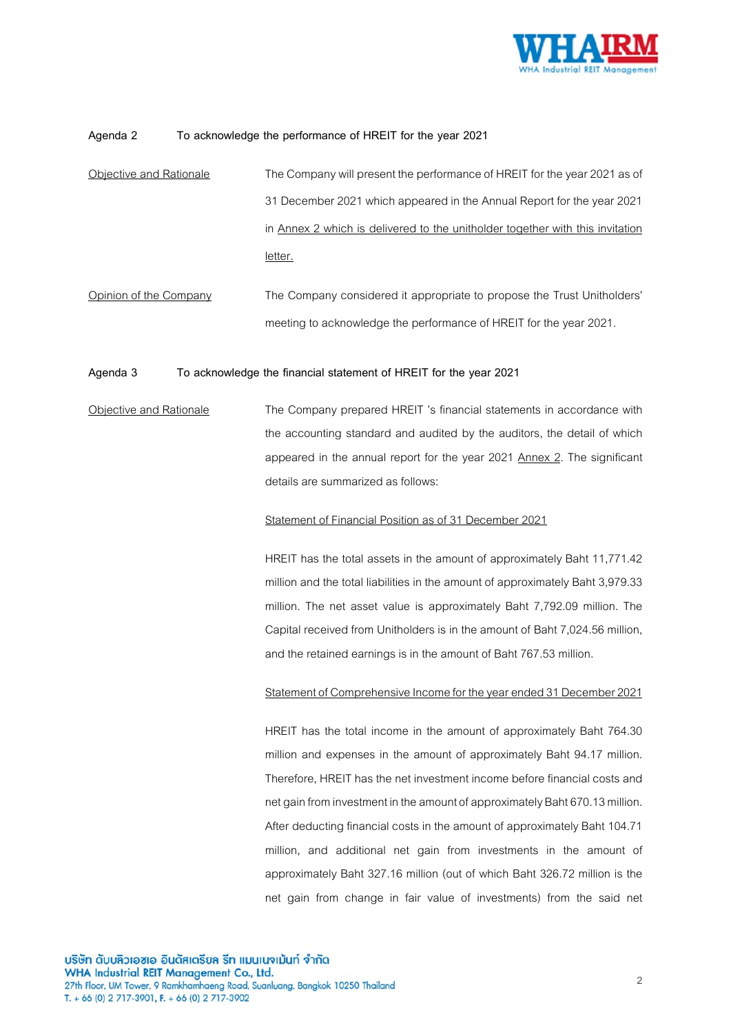**Agenda 2 To acknowledge the performance of HREIT for the year 2021**

Objective and Rationale: The Company will present the performance of HREIT for the year 2021 as of 31 December 2021 which appeared in the Annual Report for the year 2021 in Annex 2 which is delivered to the unitholder together with this invitation letter.

Opinion of the Company: The Company considered it appropriate to propose the Trust Unitholders' meeting to acknowledge the performance of HREIT for the year 2021.

**Agenda 3 To acknowledge the financial statement of HREIT for the year 2021**

Objective and Rationale: The Company prepared HREIT 's financial statements in accordance with the accounting standard and audited by the auditors, the detail of which appeared in the annual report for the year 2021 Annex 2. The significant details are summarized as follows:

Statement of Financial Position as of 31 December 2021

HREIT has the total assets in the amount of approximately Baht 11,771.42 million and the total liabilities in the amount of approximately Baht 3,979.33 million. The net asset value is approximately Baht 7,792.09 million. The Capital received from Unitholders is in the amount of Baht 7,024.56 million, and the retained earnings is in the amount of Baht 767.53 million.

Statement of Comprehensive Income for the year ended 31 December 2021

HREIT has the total income in the amount of approximately Baht 764.30 million and expenses in the amount of approximately Baht 94.17 million. Therefore, HREIT has the net investment income before financial costs and net gain from investment in the amount of approximately Baht 670.13 million. After deducting financial costs in the amount of approximately Baht 104.71 million, and additional net gain from investments in the amount of approximately Baht 327.16 million (out of which Baht 326.72 million is the net gain from change in fair value of investments) from the said net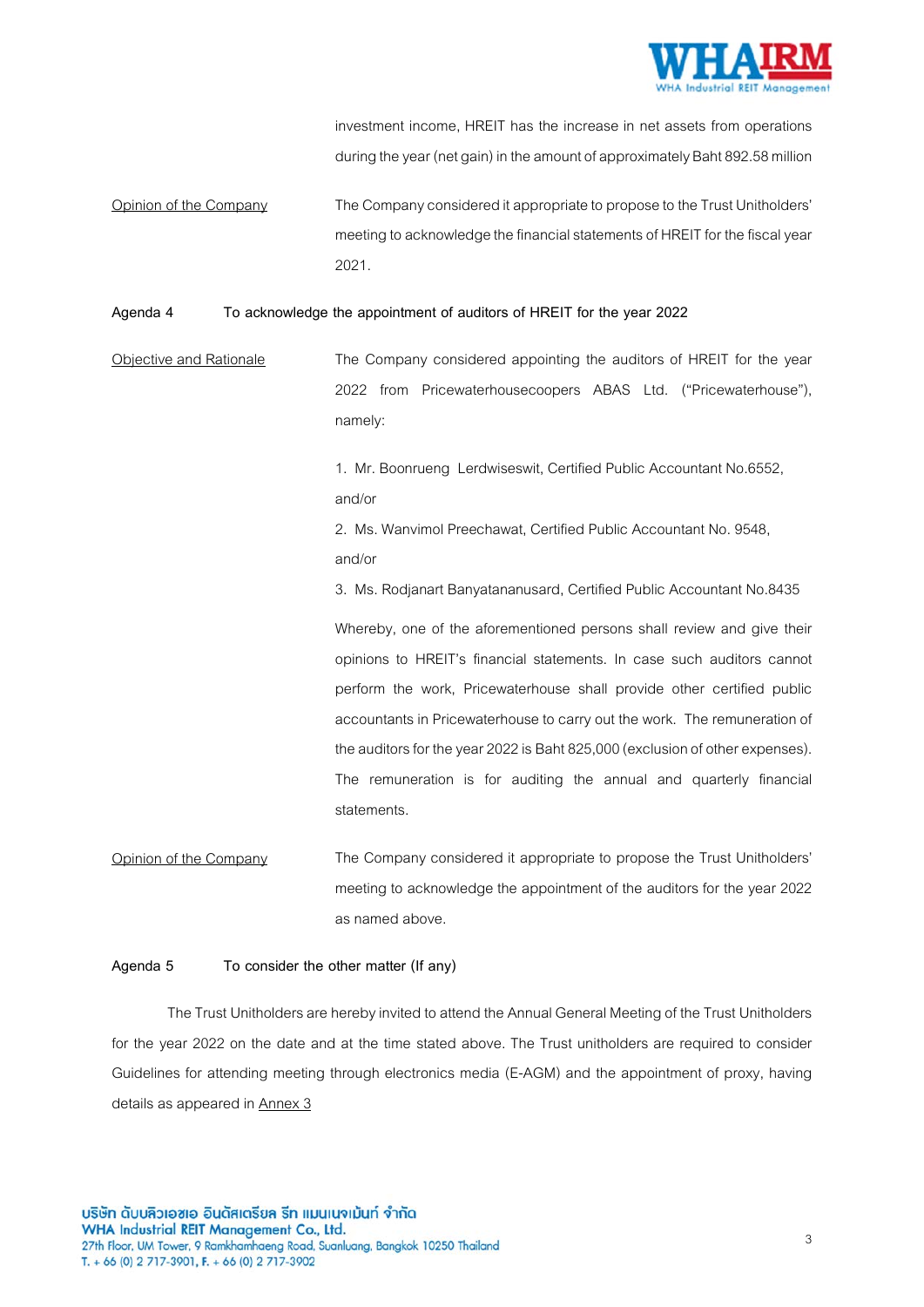investment income, HREIT has the increase in net assets from operations during the year (net gain) in the amount of approximately Baht 892.58 million

Opinion of the Company — The Company considered it appropriate to propose to the Trust Unitholders' meeting to acknowledge the financial statements of HREIT for the fiscal year 2021.

**Agenda 4 To acknowledge the appointment of auditors of HREIT for the year 2022**

Objective and Rationale — The Company considered appointing the auditors of HREIT for the year 2022 from Pricewaterhousecoopers ABAS Ltd. ("Pricewaterhouse"), namely:

1. Mr. Boonrueng Lerdwiseswit, Certified Public Accountant No.6552, and/or
2. Ms. Wanvimol Preechawat, Certified Public Accountant No. 9548, and/or
3. Ms. Rodjanart Banyatananusard, Certified Public Accountant No.8435

Whereby, one of the aforementioned persons shall review and give their opinions to HREIT's financial statements. In case such auditors cannot perform the work, Pricewaterhouse shall provide other certified public accountants in Pricewaterhouse to carry out the work. The remuneration of the auditors for the year 2022 is Baht 825,000 (exclusion of other expenses). The remuneration is for auditing the annual and quarterly financial statements.

Opinion of the Company — The Company considered it appropriate to propose the Trust Unitholders' meeting to acknowledge the appointment of the auditors for the year 2022 as named above.

**Agenda 5 To consider the other matter (If any)**

The Trust Unitholders are hereby invited to attend the Annual General Meeting of the Trust Unitholders for the year 2022 on the date and at the time stated above. The Trust unitholders are required to consider Guidelines for attending meeting through electronics media (E-AGM) and the appointment of proxy, having details as appeared in Annex 3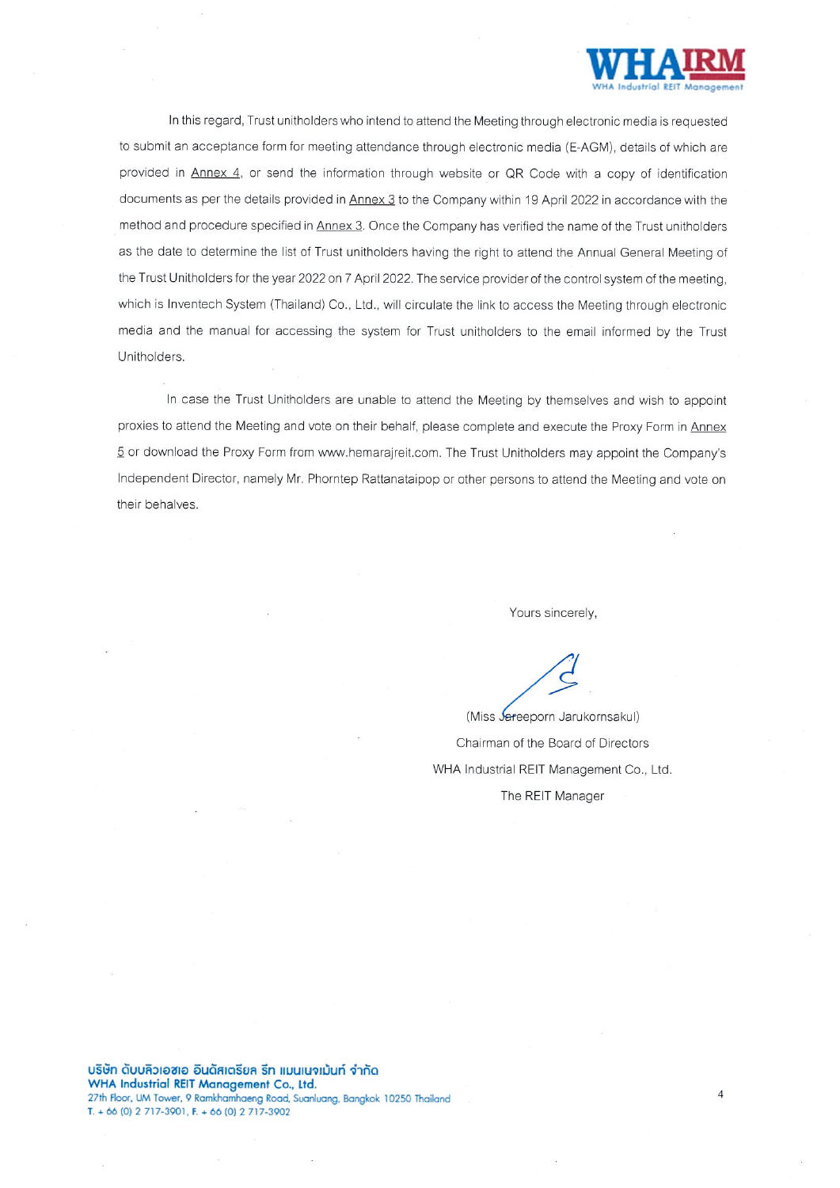In this regard, Trust unitholders who intend to attend the Meeting through electronic media is requested to submit an acceptance form for meeting attendance through electronic media (E-AGM), details of which are provided in Annex 4, or send the information through website or QR Code with a copy of identification documents as per the details provided in Annex 3 to the Company within 19 April 2022 in accordance with the method and procedure specified in Annex 3. Once the Company has verified the name of the Trust unitholders as the date to determine the list of Trust unitholders having the right to attend the Annual General Meeting of the Trust Unitholders for the year 2022 on 7 April 2022. The service provider of the control system of the meeting, which is Inventech System (Thailand) Co., Ltd., will circulate the link to access the Meeting through electronic media and the manual for accessing the system for Trust unitholders to the email informed by the Trust Unitholders.

In case the Trust Unitholders are unable to attend the Meeting by themselves and wish to appoint proxies to attend the Meeting and vote on their behalf, please complete and execute the Proxy Form in Annex 5 or download the Proxy Form from www.hemarajreit.com. The Trust Unitholders may appoint the Company's Independent Director, namely Mr. Phorntep Rattanataipop or other persons to attend the Meeting and vote on their behalves.

Yours sincerely,

(Miss Jareeporn Jarukornsakul)

Chairman of the Board of Directors

WHA Industrial REIT Management Co., Ltd.

The REIT Manager

บริษัท ดับบลิวเอชเอ อินดัสเตรียล รีท แมนเนจเม้นท์ จำกัด
**WHA Industrial REIT Management Co., Ltd.**
27th Floor, UM Tower, 9 Ramkhamhaeng Road, Suanluang, Bangkok 10250 Thailand
T. + 66 (0) 2 717-3901, F. + 66 (0) 2 717-3902